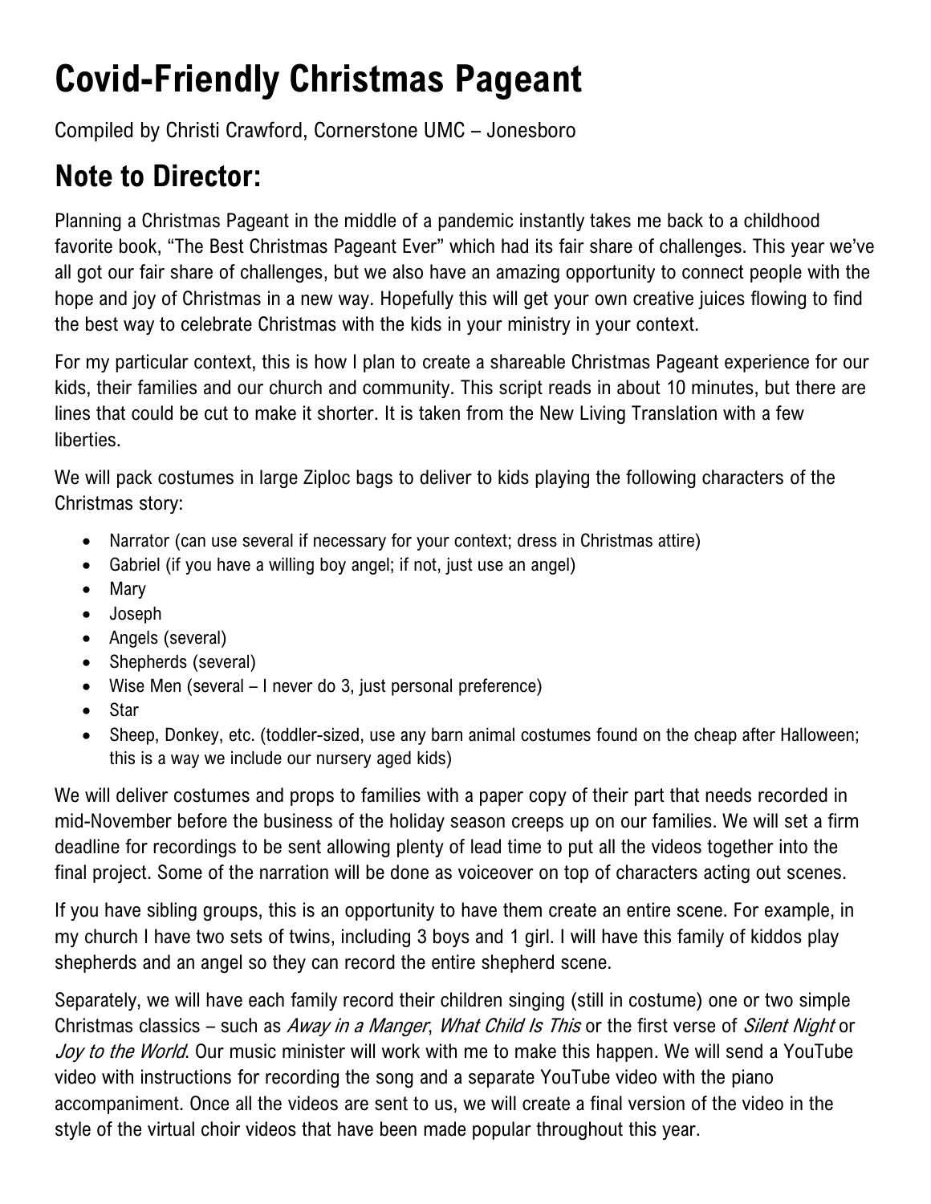# Covid-Friendly Christmas Pageant

Compiled by Christi Crawford, Cornerstone UMC – Jonesboro

## Note to Director:

Planning a Christmas Pageant in the middle of a pandemic instantly takes me back to a childhood favorite book, "The Best Christmas Pageant Ever" which had its fair share of challenges. This year we've all got our fair share of challenges, but we also have an amazing opportunity to connect people with the hope and joy of Christmas in a new way. Hopefully this will get your own creative juices flowing to find the best way to celebrate Christmas with the kids in your ministry in your context.

For my particular context, this is how I plan to create a shareable Christmas Pageant experience for our kids, their families and our church and community. This script reads in about 10 minutes, but there are lines that could be cut to make it shorter. It is taken from the New Living Translation with a few liberties.

We will pack costumes in large Ziploc bags to deliver to kids playing the following characters of the Christmas story:

- Narrator (can use several if necessary for your context; dress in Christmas attire)
- Gabriel (if you have a willing boy angel; if not, just use an angel)
- Mary
- Joseph
- Angels (several)
- Shepherds (several)
- Wise Men (several – I never do 3, just personal preference)
- Star
- Sheep, Donkey, etc. (toddler-sized, use any barn animal costumes found on the cheap after Halloween; this is a way we include our nursery aged kids)

We will deliver costumes and props to families with a paper copy of their part that needs recorded in mid-November before the business of the holiday season creeps up on our families. We will set a firm deadline for recordings to be sent allowing plenty of lead time to put all the videos together into the final project. Some of the narration will be done as voiceover on top of characters acting out scenes.

If you have sibling groups, this is an opportunity to have them create an entire scene. For example, in my church I have two sets of twins, including 3 boys and 1 girl. I will have this family of kiddos play shepherds and an angel so they can record the entire shepherd scene.

Separately, we will have each family record their children singing (still in costume) one or two simple Christmas classics – such as *Away in a Manger*, *What Child Is This* or the first verse of *Silent Night* or *Joy to the World*. Our music minister will work with me to make this happen. We will send a YouTube video with instructions for recording the song and a separate YouTube video with the piano accompaniment. Once all the videos are sent to us, we will create a final version of the video in the style of the virtual choir videos that have been made popular throughout this year.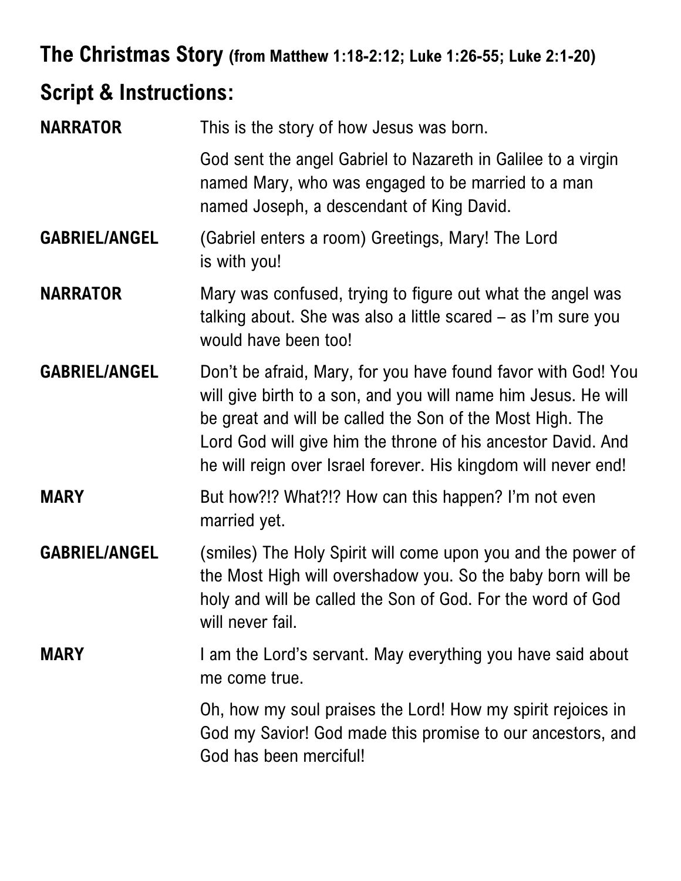## The Christmas Story (from Matthew 1:18-2:12; Luke 1:26-55; Luke 2:1-20)

## Script & Instructions:

**NARRATOR** This is the story of how Jesus was born.

God sent the angel Gabriel to Nazareth in Galilee to a virgin named Mary, who was engaged to be married to a man named Joseph, a descendant of King David.

**GABRIEL/ANGEL** (Gabriel enters a room) Greetings, Mary! The Lord is with you!

**NARRATOR** Mary was confused, trying to figure out what the angel was talking about. She was also a little scared – as I'm sure you would have been too!

**GABRIEL/ANGEL** Don't be afraid, Mary, for you have found favor with God! You will give birth to a son, and you will name him Jesus. He will be great and will be called the Son of the Most High. The Lord God will give him the throne of his ancestor David. And he will reign over Israel forever. His kingdom will never end!

**MARY** But how?!? What?!? How can this happen? I'm not even married yet.

**GABRIEL/ANGEL** (smiles) The Holy Spirit will come upon you and the power of the Most High will overshadow you. So the baby born will be holy and will be called the Son of God. For the word of God will never fail.

**MARY** I am the Lord's servant. May everything you have said about me come true.

Oh, how my soul praises the Lord! How my spirit rejoices in God my Savior! God made this promise to our ancestors, and God has been merciful!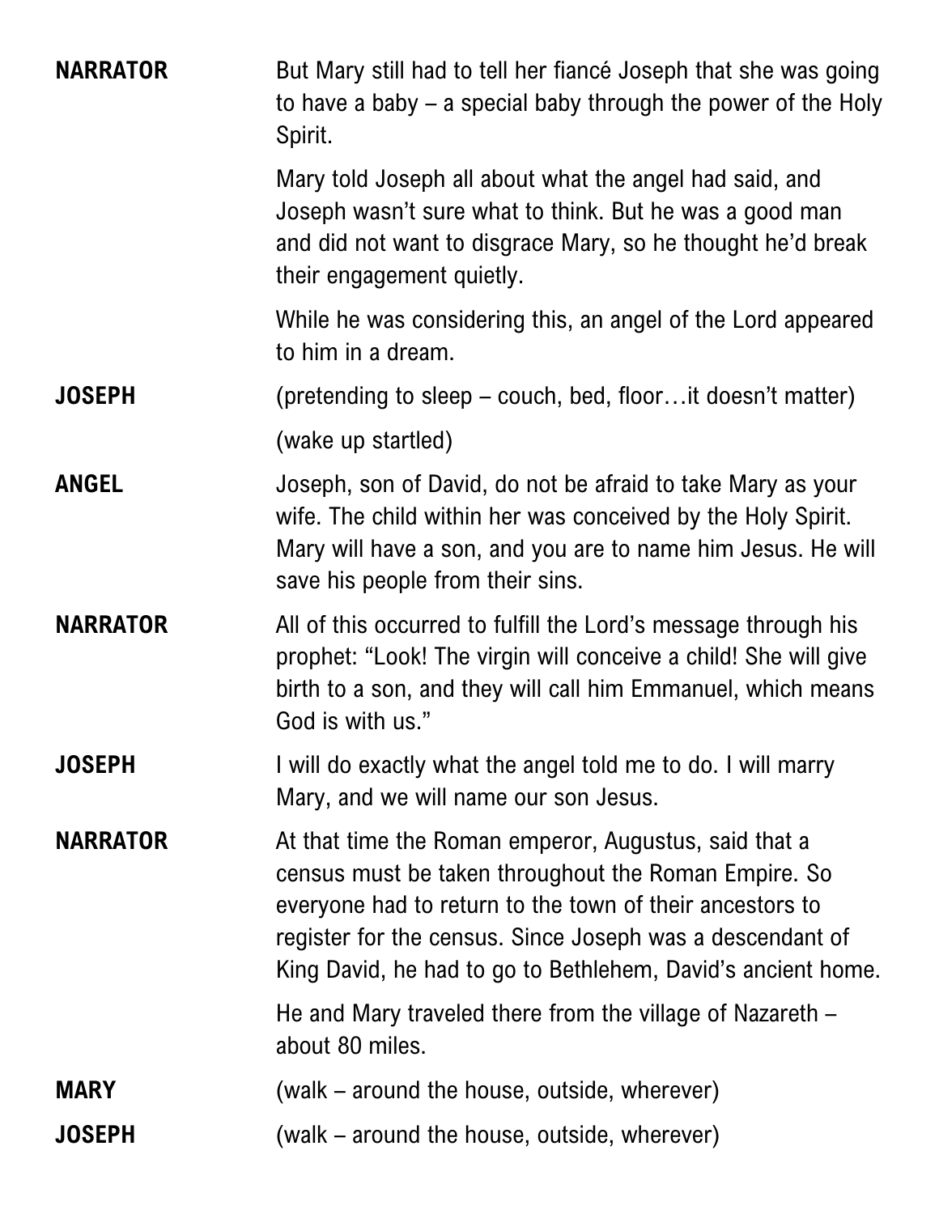**NARRATOR** But Mary still had to tell her fiancé Joseph that she was going to have a baby – a special baby through the power of the Holy Spirit.

Mary told Joseph all about what the angel had said, and Joseph wasn't sure what to think. But he was a good man and did not want to disgrace Mary, so he thought he'd break their engagement quietly.

While he was considering this, an angel of the Lord appeared to him in a dream.

**JOSEPH** (pretending to sleep – couch, bed, floor…it doesn't matter)

(wake up startled)

**ANGEL** Joseph, son of David, do not be afraid to take Mary as your wife. The child within her was conceived by the Holy Spirit. Mary will have a son, and you are to name him Jesus. He will save his people from their sins.

**NARRATOR** All of this occurred to fulfill the Lord's message through his prophet: "Look! The virgin will conceive a child! She will give birth to a son, and they will call him Emmanuel, which means God is with us."

**JOSEPH** I will do exactly what the angel told me to do. I will marry Mary, and we will name our son Jesus.

**NARRATOR** At that time the Roman emperor, Augustus, said that a census must be taken throughout the Roman Empire. So everyone had to return to the town of their ancestors to register for the census. Since Joseph was a descendant of King David, he had to go to Bethlehem, David's ancient home.

He and Mary traveled there from the village of Nazareth – about 80 miles.

**MARY** (walk – around the house, outside, wherever)

**JOSEPH** (walk – around the house, outside, wherever)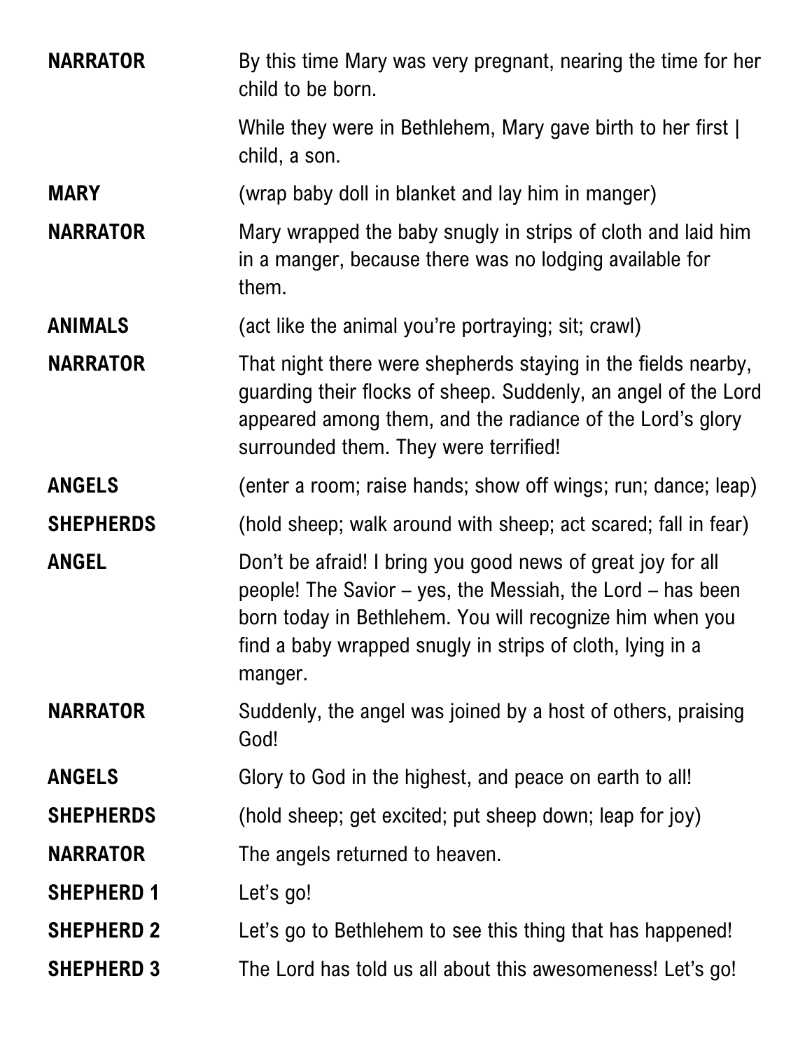**NARRATOR** By this time Mary was very pregnant, nearing the time for her child to be born.

While they were in Bethlehem, Mary gave birth to her first | child, a son.

**MARY** (wrap baby doll in blanket and lay him in manger)

**NARRATOR** Mary wrapped the baby snugly in strips of cloth and laid him in a manger, because there was no lodging available for them.

**ANIMALS** (act like the animal you're portraying; sit; crawl)

**NARRATOR** That night there were shepherds staying in the fields nearby, guarding their flocks of sheep. Suddenly, an angel of the Lord appeared among them, and the radiance of the Lord's glory surrounded them. They were terrified!

**ANGELS** (enter a room; raise hands; show off wings; run; dance; leap)

**SHEPHERDS** (hold sheep; walk around with sheep; act scared; fall in fear)

**ANGEL** Don't be afraid! I bring you good news of great joy for all people! The Savior – yes, the Messiah, the Lord – has been born today in Bethlehem. You will recognize him when you find a baby wrapped snugly in strips of cloth, lying in a manger.

**NARRATOR** Suddenly, the angel was joined by a host of others, praising God!

**ANGELS** Glory to God in the highest, and peace on earth to all!

**SHEPHERDS** (hold sheep; get excited; put sheep down; leap for joy)

**NARRATOR** The angels returned to heaven.

**SHEPHERD 1** Let's go!

**SHEPHERD 2** Let's go to Bethlehem to see this thing that has happened!

**SHEPHERD 3** The Lord has told us all about this awesomeness! Let's go!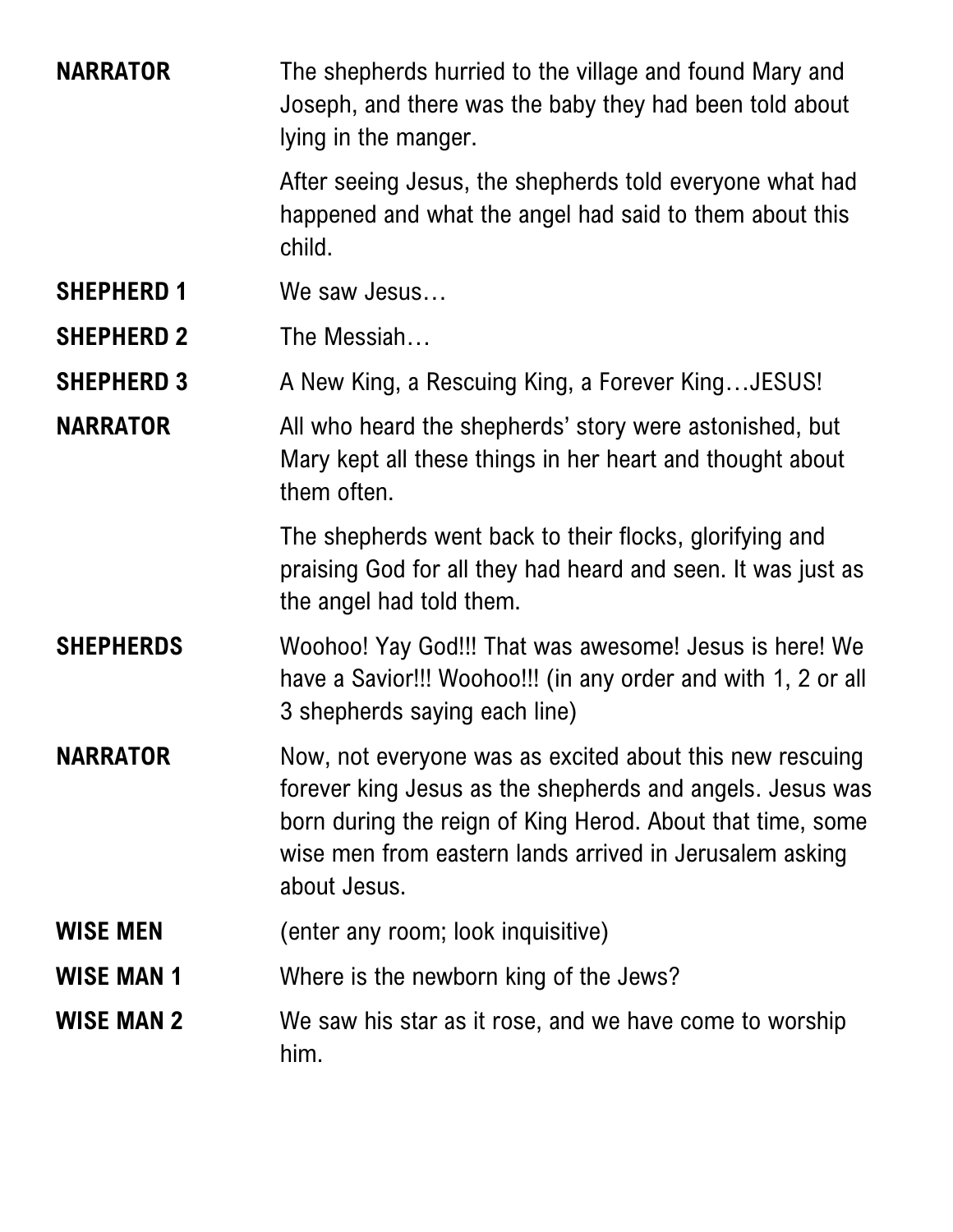**NARRATOR** The shepherds hurried to the village and found Mary and Joseph, and there was the baby they had been told about lying in the manger.

After seeing Jesus, the shepherds told everyone what had happened and what the angel had said to them about this child.

**SHEPHERD 1** We saw Jesus…

**SHEPHERD 2** The Messiah…

**SHEPHERD 3** A New King, a Rescuing King, a Forever King…JESUS!

**NARRATOR** All who heard the shepherds' story were astonished, but Mary kept all these things in her heart and thought about them often.

The shepherds went back to their flocks, glorifying and praising God for all they had heard and seen. It was just as the angel had told them.

**SHEPHERDS** Woohoo! Yay God!!! That was awesome! Jesus is here! We have a Savior!!! Woohoo!!! (in any order and with 1, 2 or all 3 shepherds saying each line)

**NARRATOR** Now, not everyone was as excited about this new rescuing forever king Jesus as the shepherds and angels. Jesus was born during the reign of King Herod. About that time, some wise men from eastern lands arrived in Jerusalem asking about Jesus.

**WISE MEN** (enter any room; look inquisitive)

**WISE MAN 1** Where is the newborn king of the Jews?

**WISE MAN 2** We saw his star as it rose, and we have come to worship him.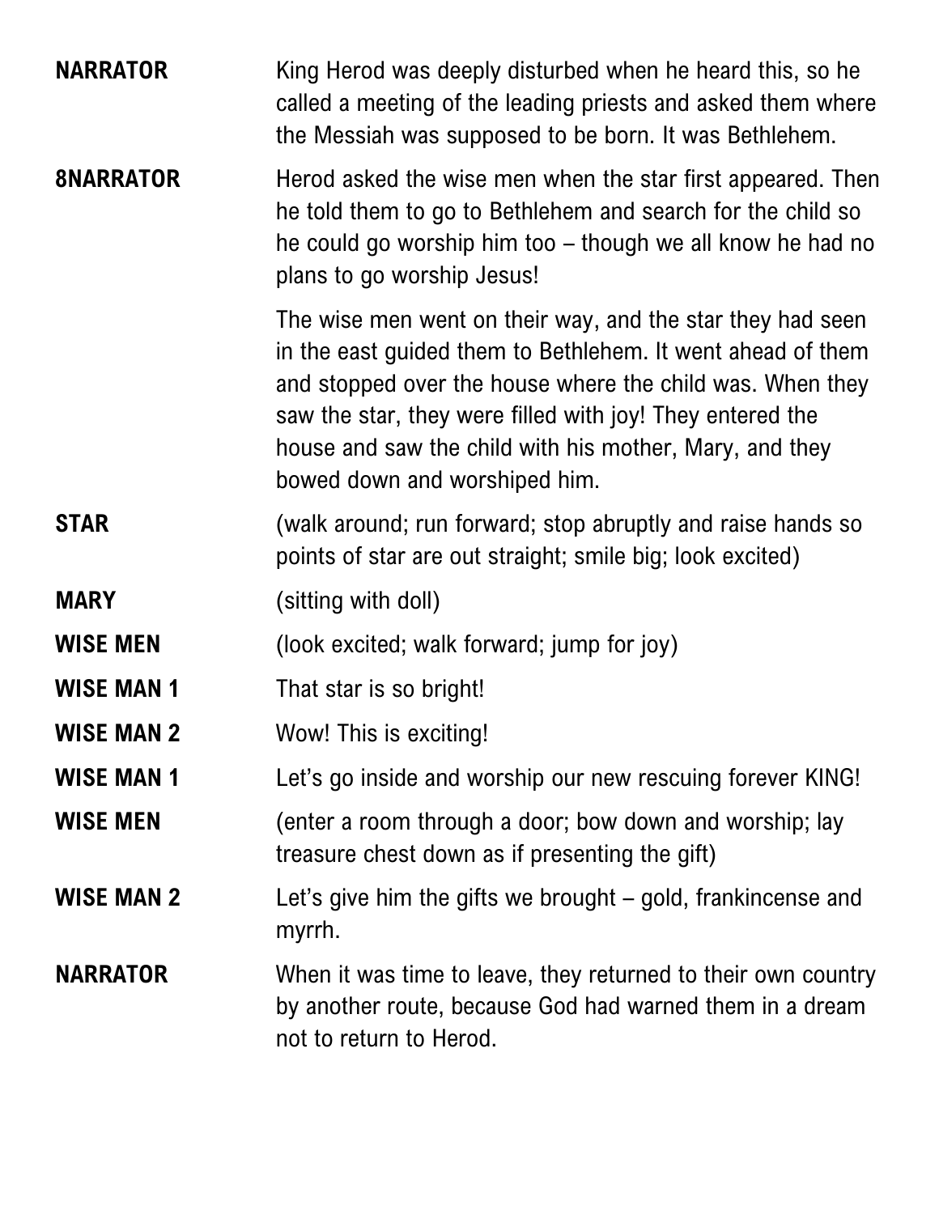**NARRATOR** King Herod was deeply disturbed when he heard this, so he called a meeting of the leading priests and asked them where the Messiah was supposed to be born. It was Bethlehem.

**8NARRATOR** Herod asked the wise men when the star first appeared. Then he told them to go to Bethlehem and search for the child so he could go worship him too – though we all know he had no plans to go worship Jesus!

The wise men went on their way, and the star they had seen in the east guided them to Bethlehem. It went ahead of them and stopped over the house where the child was. When they saw the star, they were filled with joy! They entered the house and saw the child with his mother, Mary, and they bowed down and worshiped him.

**STAR** (walk around; run forward; stop abruptly and raise hands so points of star are out straight; smile big; look excited)

**MARY** (sitting with doll)

**WISE MEN** (look excited; walk forward; jump for joy)

**WISE MAN 1** That star is so bright!

**WISE MAN 2** Wow! This is exciting!

**WISE MAN 1** Let's go inside and worship our new rescuing forever KING!

**WISE MEN** (enter a room through a door; bow down and worship; lay treasure chest down as if presenting the gift)

**WISE MAN 2** Let's give him the gifts we brought – gold, frankincense and myrrh.

**NARRATOR** When it was time to leave, they returned to their own country by another route, because God had warned them in a dream not to return to Herod.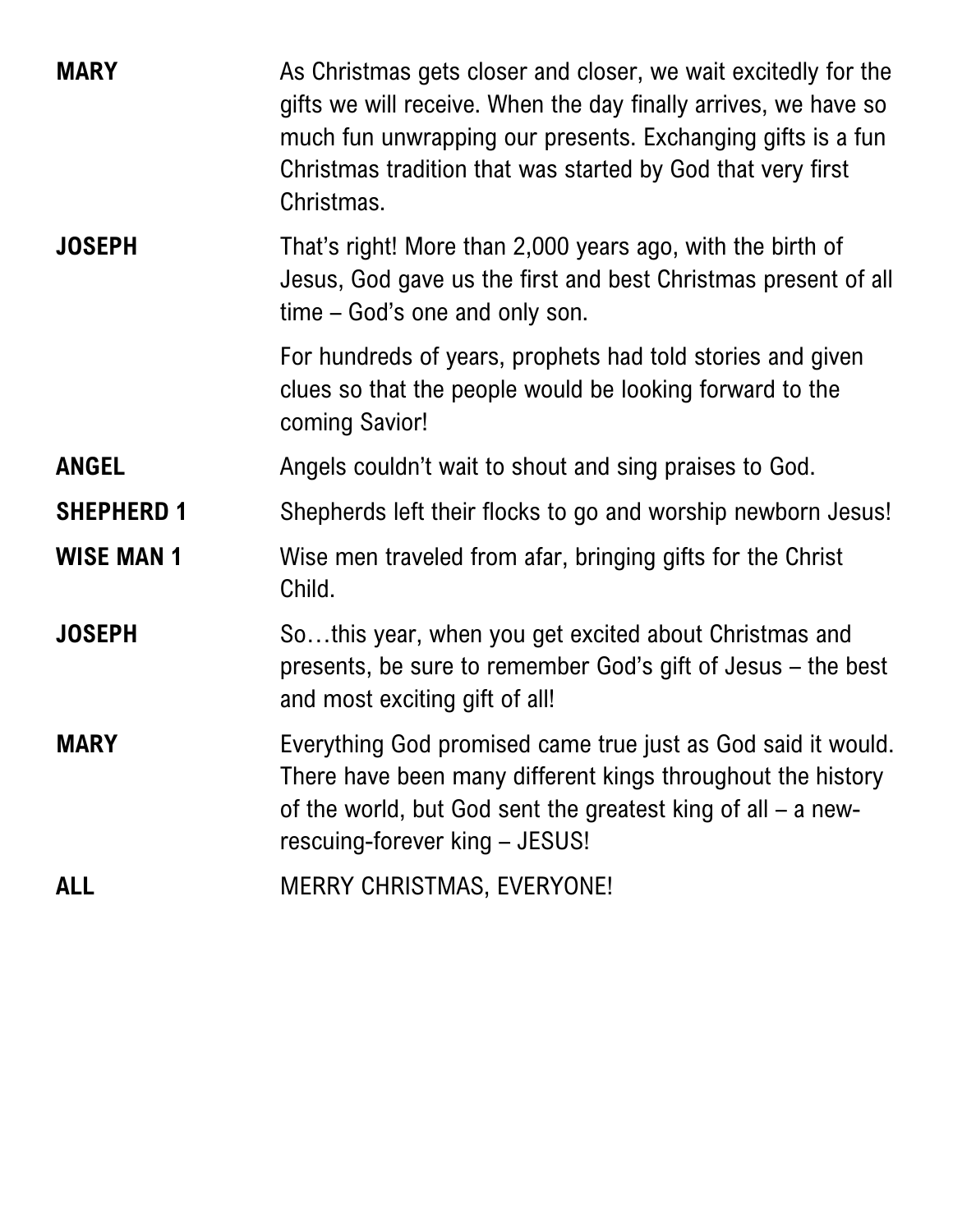**MARY** As Christmas gets closer and closer, we wait excitedly for the gifts we will receive. When the day finally arrives, we have so much fun unwrapping our presents. Exchanging gifts is a fun Christmas tradition that was started by God that very first Christmas.

**JOSEPH** That's right! More than 2,000 years ago, with the birth of Jesus, God gave us the first and best Christmas present of all time – God's one and only son.

For hundreds of years, prophets had told stories and given clues so that the people would be looking forward to the coming Savior!

**ANGEL** Angels couldn't wait to shout and sing praises to God.

**SHEPHERD 1** Shepherds left their flocks to go and worship newborn Jesus!

**WISE MAN 1** Wise men traveled from afar, bringing gifts for the Christ Child.

**JOSEPH** So…this year, when you get excited about Christmas and presents, be sure to remember God's gift of Jesus – the best and most exciting gift of all!

**MARY** Everything God promised came true just as God said it would. There have been many different kings throughout the history of the world, but God sent the greatest king of all – a new-rescuing-forever king – JESUS!

**ALL** MERRY CHRISTMAS, EVERYONE!